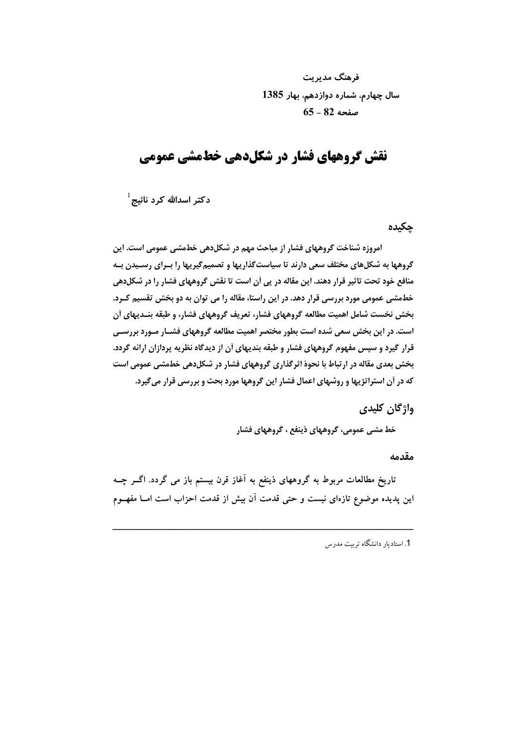# نقش گروههای فشار در شکل‌دهی خط‌مشی عمومی

دکتر اسدالله کرد نائیج[1]

## چکیده

**امروزه شناخت گروههای فشار از مباحث مهم در شکل‌دهی خط‌مشی عمومی است. این گروهها به شکل‌های مختلف سعی دارند تا سیاست‌گذاریها و تصمیم‌گیریها را بـرای رسـیدن بـه منافع خود تحت تاثیر قرار دهند. این مقاله در پی آن است تا نقش گروههای فشار را در شکل‌دهی خط‌مشی عمومی مورد بررسی قرار دهد. در این راستا، مقاله را می توان به دو بخش تقسیم کـرد. بخش نخست شامل اهمیت مطالعه گروههای فشار، تعریف گروههای فشار، و طبقه بنـدیهای آن است. در این بخش سعی شده است بطور مختصر اهمیت مطالعه گروههای فشـار مـورد بررسـی قرار گیرد و سپس مفهوم گروههای فشار و طبقه بندیهای آن از دیدگاه نظریه پردازان ارائه گردد. بخش بعدی مقاله در ارتباط با نحوهٔ اثرگذاری گروههای فشار در شکل‌دهی خط‌مشی عمومی است که در آن استراتژیها و روشهای اعمال فشار این گروهها مورد بحث و بررسی قرار می‌گیرد.**

## واژگان کلیدی

**خط مشی عمومی، گروههای ذینفع ، گروههای فشار**

## مقدمه

تاریخ مطالعات مربوط به گروههای ذینفع به آغاز قرن بیستم باز می گردد. اگـر چـه این پدیده موضوع تازه‌ای نیست و حتی قدمت آن بیش از قدمت احزاب است امـا مفهـوم

---

1. استادیار دانشگاه تربیت مدرس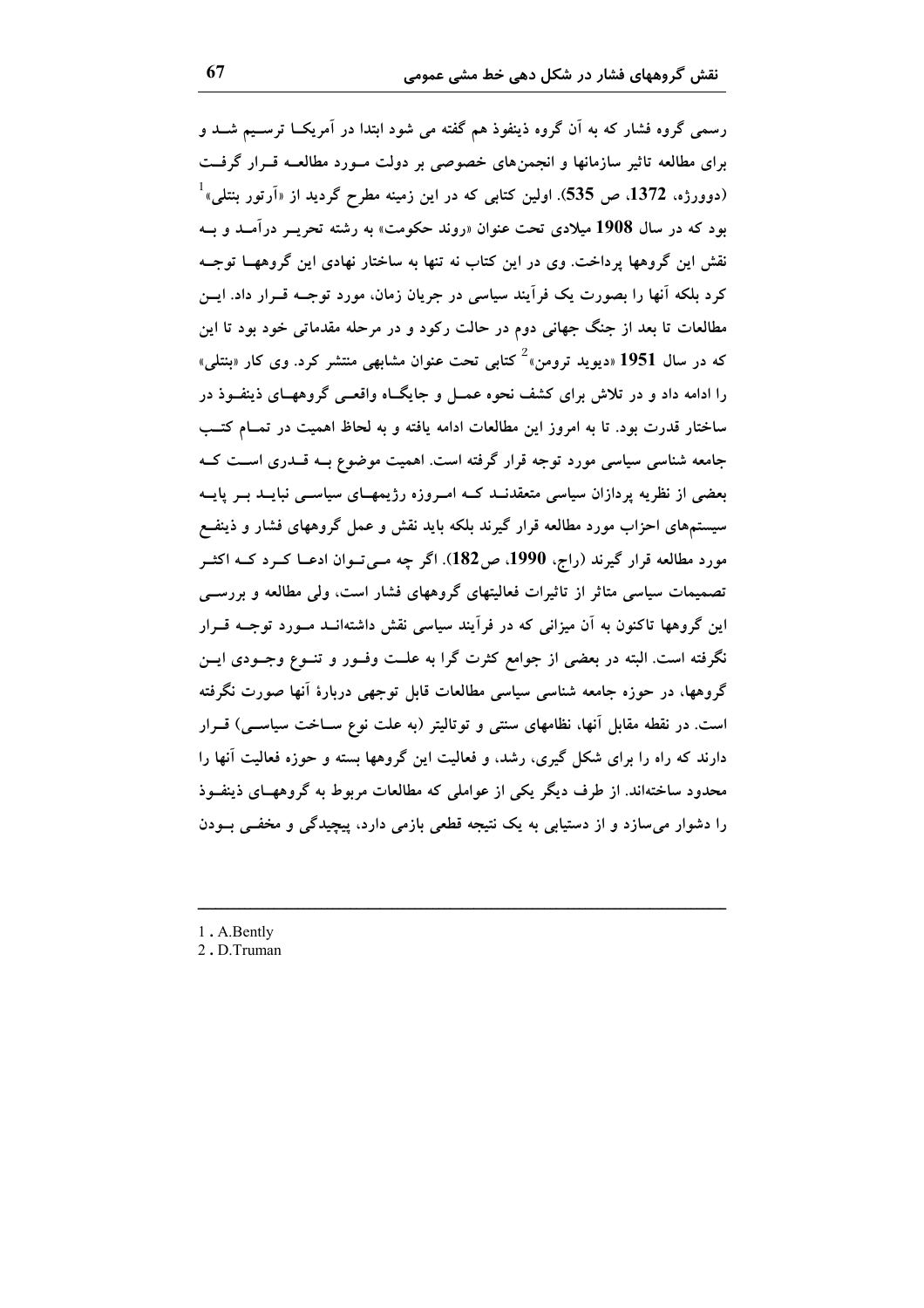رسمی گروه فشار که به آن گروه ذینفوذ هم گفته می شود ابتدا در آمریکا ترسیم شد و برای مطالعه تاثیر سازمانها و انجمن‌های خصوصی بر دولت مورد مطالعه قرار گرفت (دوورژه، **1372**، ص **535**). اولین کتابی که در این زمینه مطرح گردید از «آرتور بنتلی»[1] بود که در سال **1908** میلادی تحت عنوان «روند حکومت» به رشته تحریر درآمد و به نقش این گروهها پرداخت. وی در این کتاب نه تنها به ساختار نهادی این گروهها توجه کرد بلکه آنها را بصورت یک فرآیند سیاسی در جریان زمان، مورد توجه قرار داد. این مطالعات تا بعد از جنگ جهانی دوم در حالت رکود و در مرحله مقدماتی خود بود تا این که در سال **1951** «دیوید ترومن»[2] کتابی تحت عنوان مشابهی منتشر کرد. وی کار «بنتلی» را ادامه داد و در تلاش برای کشف نحوه عمل و جایگاه واقعی گروههای ذینفوذ در ساختار قدرت بود. تا به امروز این مطالعات ادامه یافته و به لحاظ اهمیت در تمام کتب جامعه شناسی سیاسی مورد توجه قرار گرفته است. اهمیت موضوع به قدری است که بعضی از نظریه پردازان سیاسی متعقدند که امروزه رژیمهای سیاسی نباید بر پایه سیستم‌های احزاب مورد مطالعه قرار گیرند بلکه باید نقش و عمل گروههای فشار و ذینفع مورد مطالعه قرار گیرند (راج، **1990**، ص**182**). اگر چه می‌توان ادعا کرد که اکثر تصمیمات سیاسی متاثر از تاثیرات فعالیتهای گروههای فشار است، ولی مطالعه و بررسی این گروهها تاکنون به آن میزانی که در فرآیند سیاسی نقش داشته‌اند مورد توجه قرار نگرفته است. البته در بعضی از جوامع کثرت گرا به علت وفور و تنوع وجودی این گروهها، در حوزه جامعه شناسی سیاسی مطالعات قابل توجهی دربارهٔ آنها صورت نگرفته است. در نقطه مقابل آنها، نظامهای سنتی و توتالیتر (به علت نوع ساخت سیاسی) قرار دارند که راه را برای شکل گیری، رشد، و فعالیت این گروهها بسته و حوزه فعالیت آنها را محدود ساخته‌اند. از طرف دیگر یکی از عواملی که مطالعات مربوط به گروههای ذینفوذ را دشوار می‌سازد و از دستیابی به یک نتیجه قطعی بازمی دارد، پیچیدگی و مخفی بودن

---

1 . A.Bently

2 . D.Truman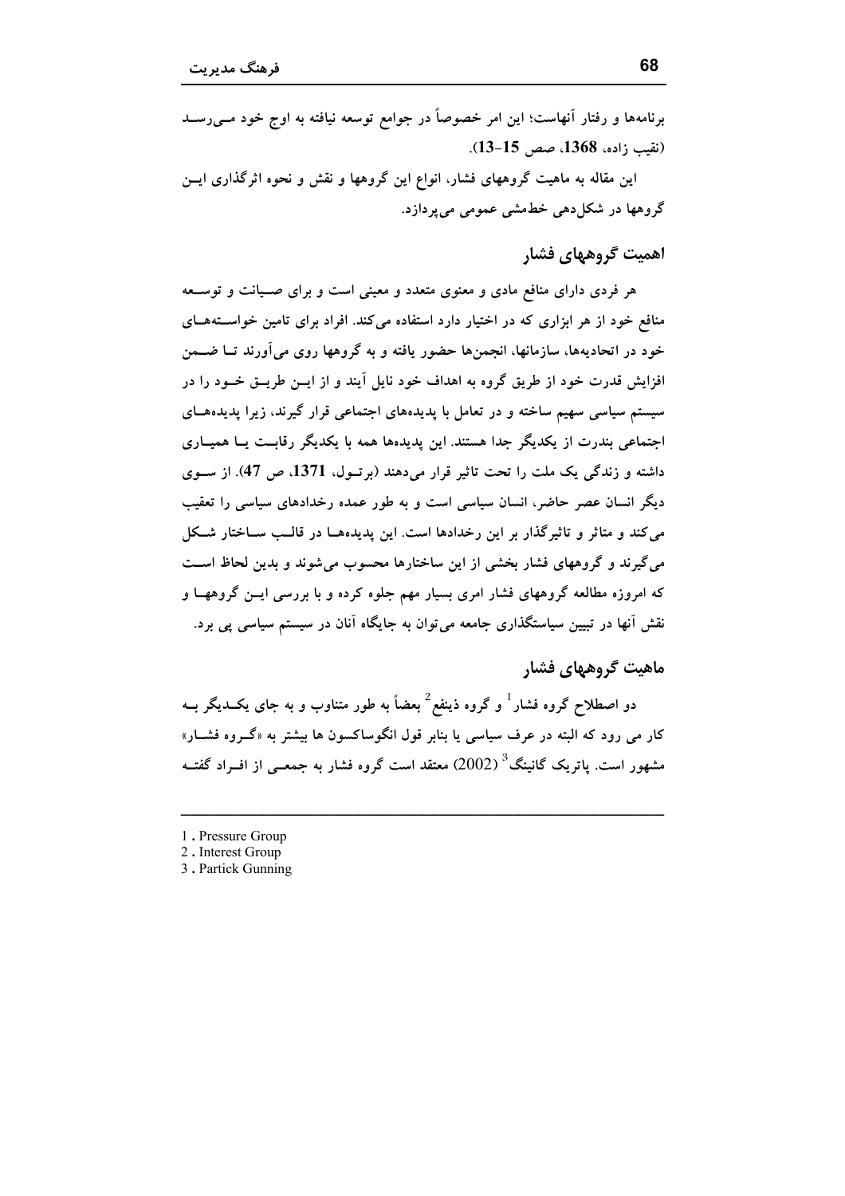برنامه‌ها و رفتار آنهاست؛ این امر خصوصاً در جوامع توسعه نیافته به اوج خود می‌رسد (نقیب زاده، **1368**، صص **15-13**).

این مقاله به ماهیت گروههای فشار، انواع این گروهها و نقش و نحوه اثرگذاری این گروهها در شکل‌دهی خط‌مشی عمومی می‌پردازد.

## اهمیت گروههای فشار

هر فردی دارای منافع مادی و معنوی متعدد و معینی است و برای صیانت و توسعه منافع خود از هر ابزاری که در اختیار دارد استفاده می‌کند. افراد برای تامین خواسته‌های خود در اتحادیه‌ها، سازمانها، انجمن‌ها حضور یافته و به گروهها روی می‌آورند تا ضمن افزایش قدرت خود از طریق گروه به اهداف خود نایل آیند و از این طریق خود را در سیستم سیاسی سهیم ساخته و در تعامل با پدیده‌های اجتماعی قرار گیرند، زیرا پدیده‌های اجتماعی بندرت از یکدیگر جدا هستند. این پدیده‌ها همه با یکدیگر رقابت یا همیاری داشته و زندگی یک ملت را تحت تاثیر قرار می‌دهند (برتول، **1371**، ص **47**). از سوی دیگر انسان عصر حاضر، انسان سیاسی است و به طور عمده رخدادهای سیاسی را تعقیب می‌کند و متاثر و تاثیرگذار بر این رخدادها است. این پدیده‌ها در قالب ساختار شکل می‌گیرند و گروههای فشار بخشی از این ساختارها محسوب می‌شوند و بدین لحاظ است که امروزه مطالعه گروههای فشار امری بسیار مهم جلوه کرده و با بررسی این گروهها و نقش آنها در تبیین سیاستگذاری جامعه می‌توان به جایگاه آنان در سیستم سیاسی پی برد.

## ماهیت گروههای فشار

دو اصطلاح گروه فشار[1] و گروه ذینفع[2] بعضاً به طور متناوب و به جای یکدیگر به کار می رود که البته در عرف سیاسی یا بنابر قول انگوساکسون ها بیشتر به «گروه فشار» مشهور است. پاتریک گانینگ[3] (2002) معتقد است گروه فشار به جمعی از افراد گفته

---

1 . Pressure Group
2 . Interest Group
3 . Partick Gunning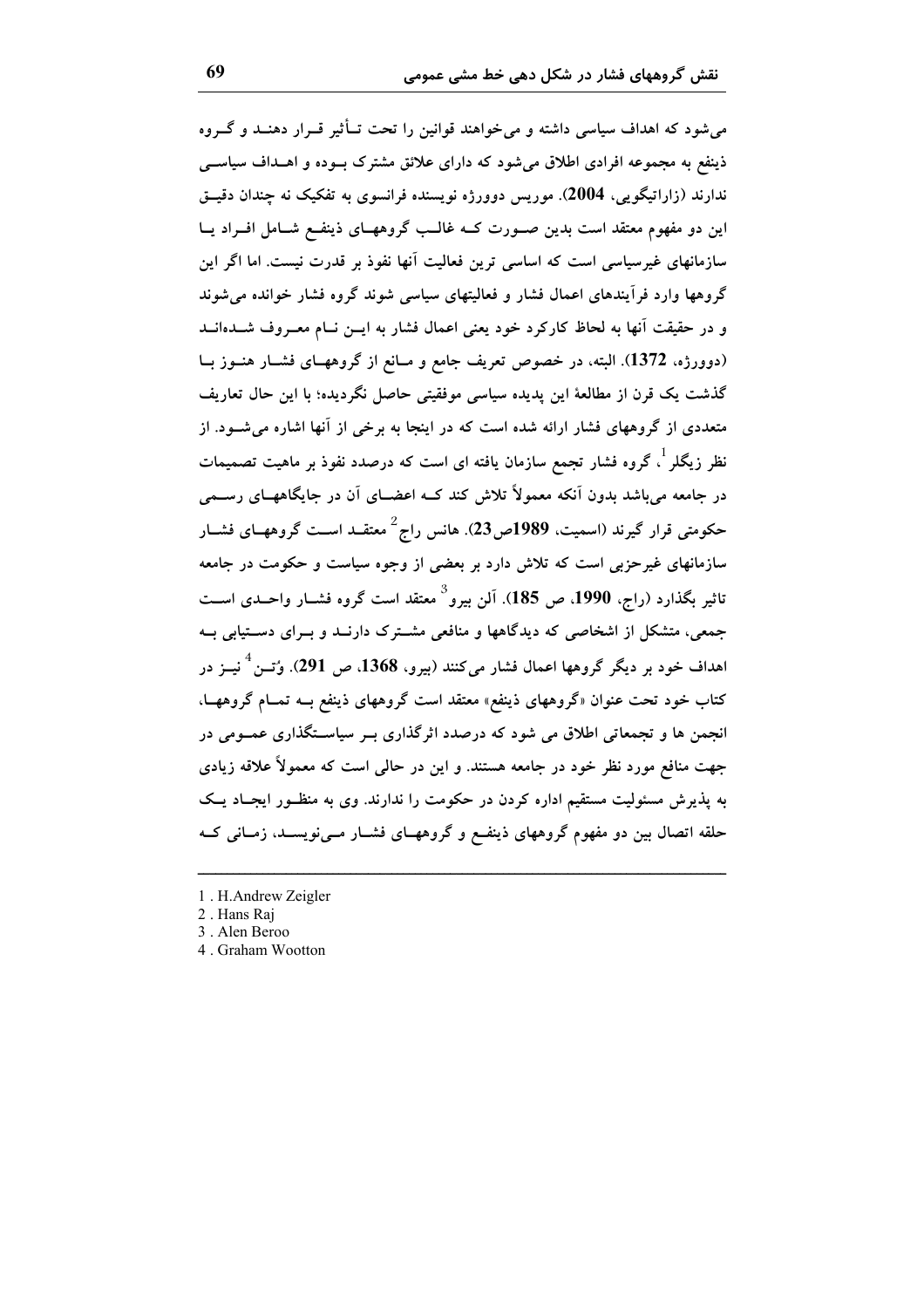می‌شود که اهداف سیاسی داشته و می‌خواهند قوانین را تحت تـأثیر قـرار دهنـد و گـروه ذینفع به مجموعه افرادی اطلاق می‌شود که دارای علائق مشترک بـوده و اهـداف سیاسـی ندارند (زاراتیگویی، **2004**). موریس دوورژه نویسنده فرانسوی به تفکیک نه چندان دقیـق این دو مفهوم معتقد است بدین صـورت کـه غالـب گروههـای ذینفـع شـامل افـراد یـا سازمانهای غیرسیاسی است که اساسی ترین فعالیت آنها نفوذ بر قدرت نیست. اما اگر این گروهها وارد فرآیندهای اعمال فشار و فعالیتهای سیاسی شوند گروه فشار خوانده می‌شوند و در حقیقت آنها به لحاظ کارکرد خود یعنی اعمال فشار به ایـن نـام معـروف شـده‌انـد (دوورژه، **1372**). البته، در خصوص تعریف جامع و مـانع از گروههـای فشـار هنـوز بـا گذشت یک قرن از مطالعهٔ این پدیده سیاسی موفقیتی حاصل نگردیده؛ با این حال تعاریف متعددی از گروههای فشار ارائه شده است که در اینجا به برخی از آنها اشاره می‌شـود. از نظر زیگلر[1]، گروه فشار تجمع سازمان یافته ای است که درصدد نفوذ بر ماهیت تصمیمات در جامعه می‌باشد بدون آنکه معمولاً تلاش کند کـه اعضـای آن در جایگاههـای رسـمی حکومتی قرار گیرند (اسمیت، **1989**ص**23**). هانس راج[2] معتقـد اسـت گروههـای فشـار سازمانهای غیرحزبی است که تلاش دارد بر بعضی از وجوه سیاست و حکومت در جامعه تاثیر بگذارد (راج، **1990**، ص **185**). آلن بیرو[3] معتقد است گروه فشـار واحـدی اسـت جمعی، متشکل از اشخاصی که دیدگاهها و منافعی مشـترک دارنـد و بـرای دسـتیابی بـه اهداف خود بر دیگر گروهها اعمال فشار می‌کنند (بیرو، **1368**، ص **291**). وُتـن[4] نیـز در کتاب خود تحت عنوان «گروههای ذینفع» معتقد است گروههای ذینفع بـه تمـام گروههـا، انجمن ها و تجمعاتی اطلاق می شود که درصدد اثرگذاری بـر سیاسـتگذاری عمـومی در جهت منافع مورد نظر خود در جامعه هستند. و این در حالی است که معمولاً علاقه زیادی به پذیرش مسئولیت مستقیم اداره کردن در حکومت را ندارند. وی به منظـور ایجـاد یـک حلقه اتصال بین دو مفهوم گروههای ذینفـع و گروههـای فشـار مـی‌نویسـد، زمـانی کـه

---

1 . H.Andrew Zeigler

2 . Hans Raj

3 . Alen Beroo

4 . Graham Wootton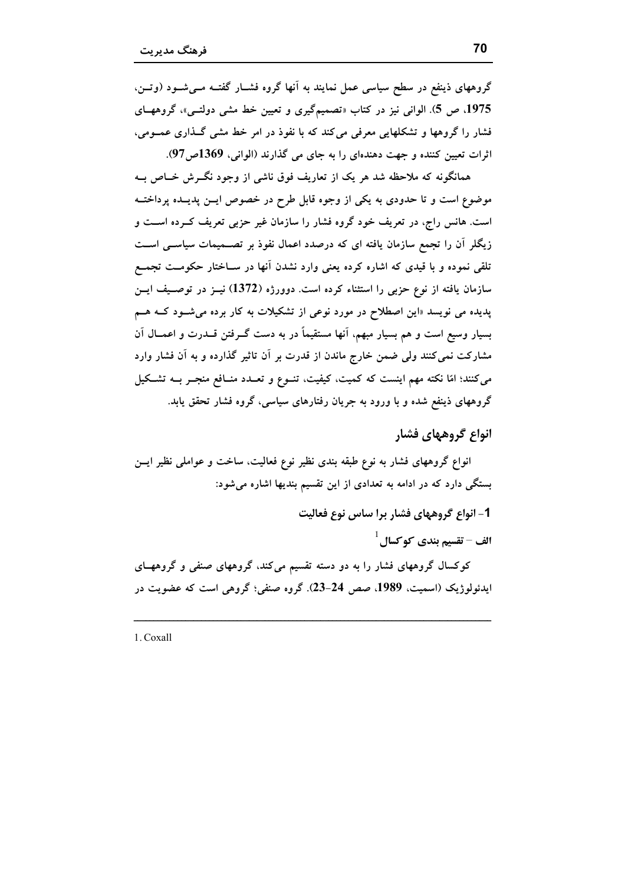گروههای ذینفع در سطح سیاسی عمل نمایند به آنها گروه فشـار گفتـه مـی‌شـود (وتـن، 1975، ص 5). الوانی نیز در کتاب «تصمیم‌گیری و تعیین خط مشی دولتـی»، گروههـای فشار را گروهها و تشکلهایی معرفی می‌کند که با نفوذ در امر خط مشی گـذاری عمـومی، اثرات تعیین کننده و جهت دهنده‌ای را به جای می گذارند (الوانی، 1369ص97).

همانگونه که ملاحظه شد هر یک از تعاریف فوق ناشی از وجود نگـرش خـاص بـه موضوع است و تا حدودی به یکی از وجوه قابل طرح در خصوص ایـن پدیـده پرداختـه است. هانس راج، در تعریف خود گروه فشار را سازمان غیر حزبی تعریف کـرده اسـت و زیگلر آن را تجمع سازمان یافته ای که درصدد اعمال نفوذ بر تصـمیمات سیاسـی اسـت تلقی نموده و با قیدی که اشاره کرده یعنی وارد نشدن آنها در سـاختار حکومـت تجمـع سازمان یافته از نوع حزبی را استثناء کرده است. دوورژه (1372) نیـز در توصـیف ایـن پدیده می نویسد «این اصطلاح در مورد نوعی از تشکیلات به کار برده می‌شـود کـه هـم بسیار وسیع است و هم بسیار مبهم، آنها مستقیماً در به دست گـرفتن قـدرت و اعمـال آن مشارکت نمی‌کنند ولی ضمن خارج ماندن از قدرت بر آن تاثیر گذارده و به آن فشار وارد می‌کنند؛ امّا نکته مهم اینست که کمیت، کیفیت، تنـوع و تعـدد منـافع منجـر بـه تشـکیل گروههای ذینفع شده و با ورود به جریان رفتارهای سیاسی، گروه فشار تحقق یابد.

## انواع گروههای فشار

انواع گروههای فشار به نوع طبقه بندی نظیر نوع فعالیت، ساخت و عواملی نظیر ایـن بستگی دارد که در ادامه به تعدادی از این تقسیم بندیها اشاره می‌شود:

### 1- انواع گروههای فشار برا ساس نوع فعالیت

#### الف – تقسیم بندی کوکسال[1]

کوکسال گروههای فشار را به دو دسته تقسیم می‌کند، گروههای صنفی و گروههـای ایدئولوژیک (اسمیت، 1989، صص 24-23). گروه صنفی؛ گروهی است که عضویت در

---

1. Coxall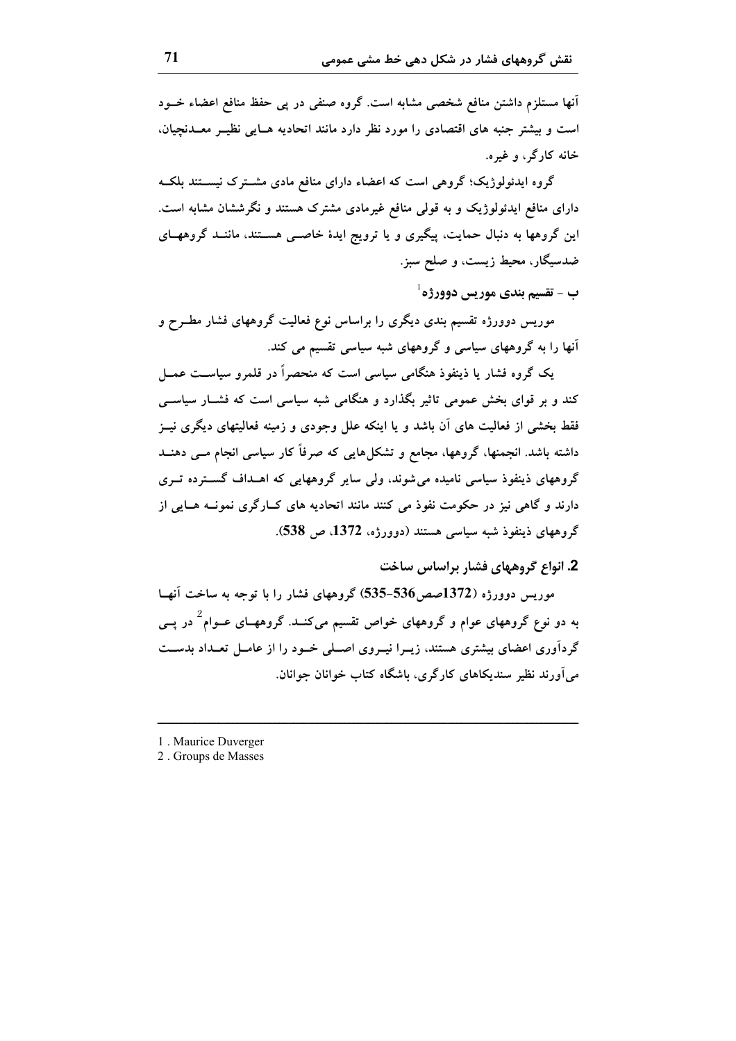آنها مستلزم داشتن منافع شخصی مشابه است. گروه صنفی در پی حفظ منافع اعضاء خود است و بیشتر جنبه های اقتصادی را مورد نظر دارد مانند اتحادیه هایی نظیر معدنچیان، خانه کارگر، و غیره.

گروه ایدئولوژیک؛ گروهی است که اعضاء دارای منافع مادی مشترک نیستند بلکه دارای منافع ایدئولوژیک و به قولی منافع غیرمادی مشترک هستند و نگرششان مشابه است. این گروهها به دنبال حمایت، پیگیری و یا ترویج ایدهٔ خاصی هستند، مانند گروههای ضدسیگار، محیط زیست، و صلح سبز.

### ب - تقسیم بندی موریس دوورژه[1]

موریس دوورژه تقسیم بندی دیگری را براساس نوع فعالیت گروههای فشار مطرح و آنها را به گروههای سیاسی و گروههای شبه سیاسی تقسیم می کند.

یک گروه فشار یا ذینفوذ هنگامی سیاسی است که منحصراً در قلمرو سیاست عمل کند و بر قوای بخش عمومی تاثیر بگذارد و هنگامی شبه سیاسی است که فشار سیاسی فقط بخشی از فعالیت های آن باشد و یا اینکه علل وجودی و زمینه فعالیتهای دیگری نیز داشته باشد. انجمنها، گروهها، مجامع و تشکل‌هایی که صرفاً کار سیاسی انجام می دهند گروههای ذینفوذ سیاسی نامیده می‌شوند، ولی سایر گروههایی که اهداف گسترده تری دارند و گاهی نیز در حکومت نفوذ می کنند مانند اتحادیه های کارگری نمونه هایی از گروههای ذینفوذ شبه سیاسی هستند (دوورژه، **1372**، ص **538**).

### **2.** انواع گروههای فشار براساس ساخت

موریس دوورژه (**1372**صص**536-535**) گروههای فشار را با توجه به ساخت آنها به دو نوع گروههای عوام و گروههای خواص تقسیم می‌کند. گروههای عوام[2] در پی گردآوری اعضای بیشتری هستند، زیرا نیروی اصلی خود را از عامل تعداد بدست می‌آورند نظیر سندیکاهای کارگری، باشگاه کتاب خوانان جوانان.

---

1 . Maurice Duverger

2 . Groups de Masses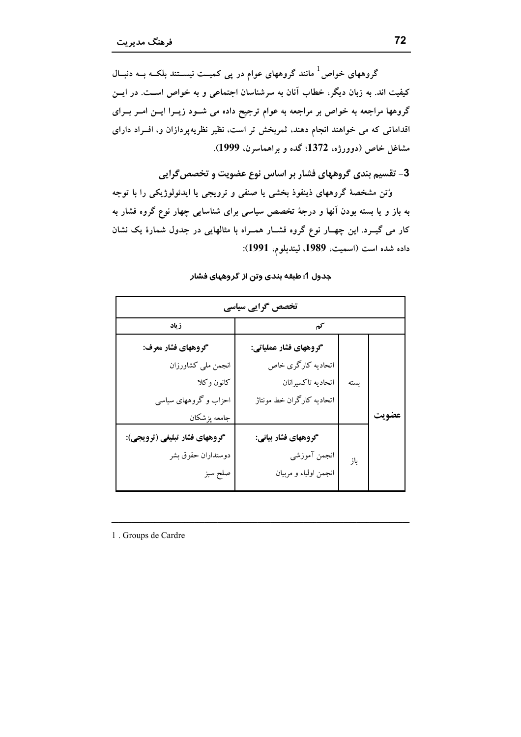گروههای خواص[1] مانند گروههای عوام در پی کمیت نیستند بلکه به دنبال کیفیت اند. به زبان دیگر، خطاب آنان به سرشناسان اجتماعی و به خواص است. در این گروهها مراجعه به خواص بر مراجعه به عوام ترجیح داده می شود زیرا این امر برای اقداماتی که می خواهند انجام دهند، ثمربخش تر است، نظیر نظریه‌پردازان و، افراد دارای مشاغل خاص (دوورژه، 1372؛ گده و براهماسرن، 1999).

## 3- تقسیم بندی گروههای فشار بر اساس نوع عضویت و تخصص‌گرایی

وُتن مشخصهٔ گروههای ذینفوذ بخشی یا صنفی و ترویجی یا ایدئولوژیکی را با توجه به باز و یا بسته بودن آنها و درجهٔ تخصص سیاسی برای شناسایی چهار نوع گروه فشار به کار می گیرد. این چهار نوع گروه فشار همراه با مثالهایی در جدول شمارهٔ یک نشان داده شده است (اسمیت، 1989، لیندبلوم، 1991):

**جدول 1: طبقه بندی وتن از گروههای فشار**

| | | تخصص گرایی سیاسی: کم | تخصص گرایی سیاسی: زیاد |
|---|---|---|---|
| عضویت | بسته | **گروههای فشار عملیاتی:**<br>اتحادیه کارگری خاص<br>اتحادیه تاکسیرانان<br>اتحادیه کارگران خط مونتاژ | **گروههای فشار معرف:**<br>انجمن ملی کشاورزان<br>کانون وکلا<br>احزاب و گروههای سیاسی<br>جامعه پزشکان |
| | باز | **گروههای فشار بیانی:**<br>انجمن آموزشی<br>انجمن اولیاء و مربیان | **گروههای فشار تبلیغی (ترویجی):**<br>دوستداران حقوق بشر<br>صلح سبز |

---

1 . Groups de Cardre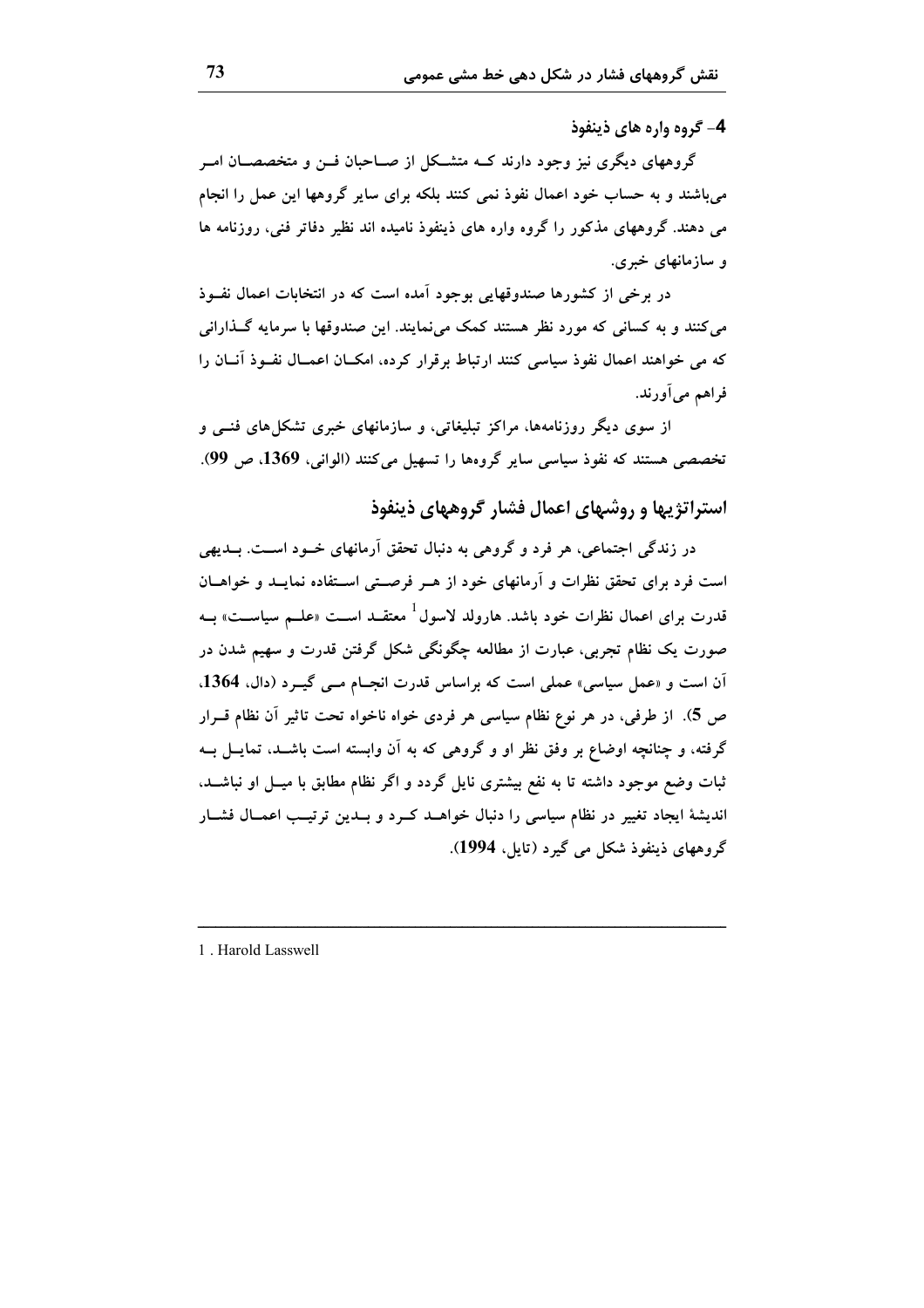### 4- گروه واره های ذینفوذ

گروههای دیگری نیز وجود دارند کـه متشـکل از صـاحبان فـن و متخصصـان امـر می‌باشند و به حساب خود اعمال نفوذ نمی کنند بلکه برای سایر گروهها این عمل را انجام می دهند. گروههای مذکور را گروه واره های ذینفوذ نامیده اند نظیر دفاتر فنی، روزنامه ها و سازمانهای خبری.

در برخی از کشورها صندوقهایی بوجود آمده است که در انتخابات اعمال نفـوذ می‌کنند و به کسانی که مورد نظر هستند کمک می‌نمایند. این صندوقها با سرمایه گـذارانی که می خواهند اعمال نفوذ سیاسی کنند ارتباط برقرار کرده، امکـان اعمـال نفـوذ آنـان را فراهم می‌آورند.

از سوی دیگر روزنامه‌ها، مراکز تبلیغاتی، و سازمانهای خبری تشکل‌های فنـی و تخصصی هستند که نفوذ سیاسی سایر گروه‌ها را تسهیل می‌کنند (الوانی، **1369**، ص **99**).

## استراتژیها و روشهای اعمال فشار گروههای ذینفوذ

در زندگی اجتماعی، هر فرد و گروهی به دنبال تحقق آرمانهای خـود اسـت. بـدیهی است فرد برای تحقق نظرات و آرمانهای خود از هـر فرصـتی اسـتفاده نمایـد و خواهـان قدرت برای اعمال نظرات خود باشد. هارولد لاسول[1] معتقـد اسـت «علـم سیاسـت» بـه صورت یک نظام تجربی، عبارت از مطالعه چگونگی شکل گرفتن قدرت و سهیم شدن در آن است و «عمل سیاسی» عملی است که براساس قدرت انجـام مـی گیـرد (دال، **1364**، ص **5**). از طرفی، در هر نوع نظام سیاسی هر فردی خواه ناخواه تحت تاثیر آن نظام قـرار گرفته، و چنانچه اوضاع بر وفق نظر او و گروهی که به آن وابسته است باشـد، تمایـل بـه ثبات وضع موجود داشته تا به نفع بیشتری نایل گردد و اگر نظام مطابق با میـل او نباشـد، اندیشهٔ ایجاد تغییر در نظام سیاسی را دنبال خواهـد کـرد و بـدین ترتیـب اعمـال فشـار گروههای ذینفوذ شکل می گیرد (تایل، **1994**).

---

1 . Harold Lasswell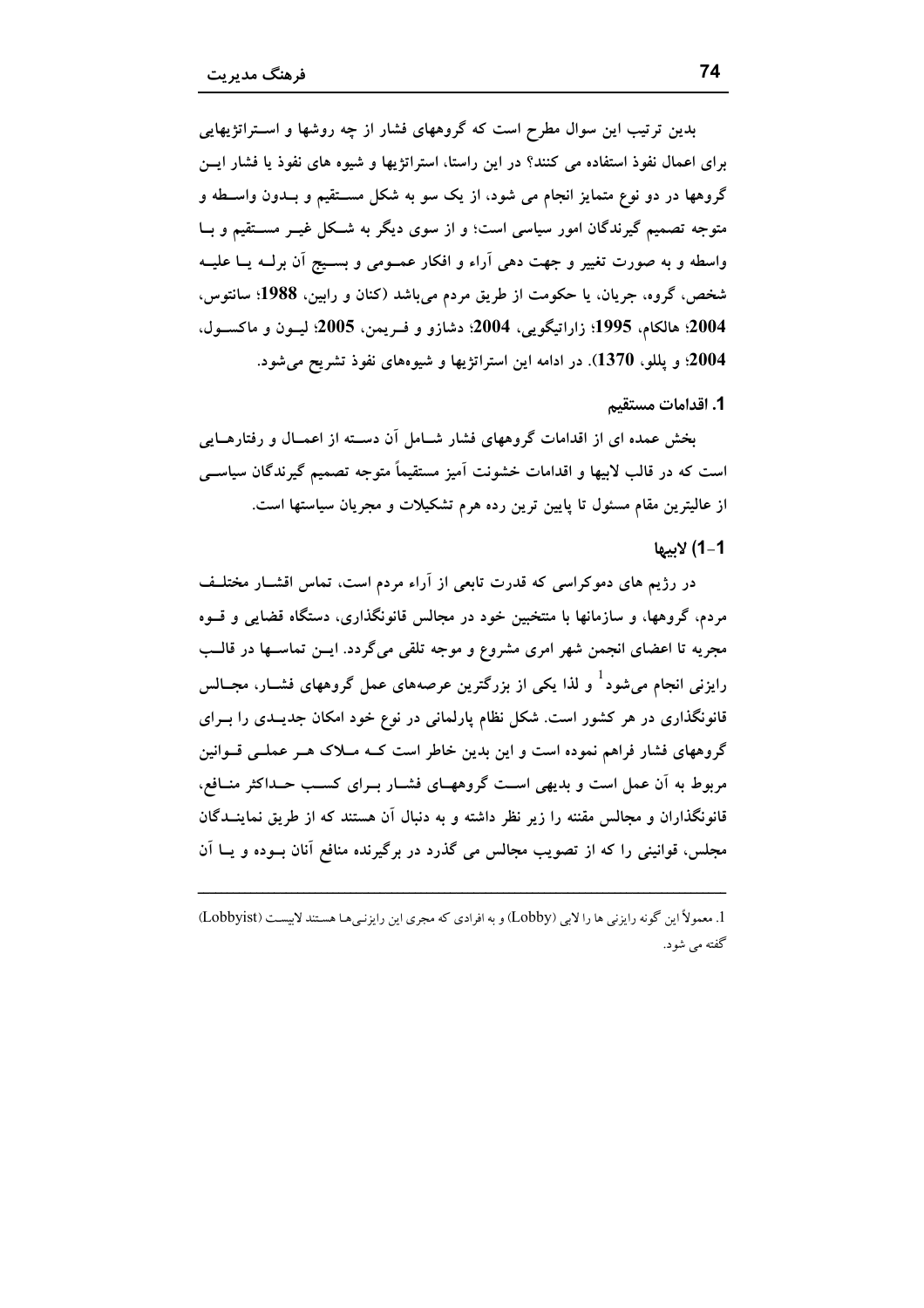بدین ترتیب این سوال مطرح است که گروههای فشار از چه روشها و استراتژیهایی برای اعمال نفوذ استفاده می کنند؟ در این راستا، استراتژیها و شیوه های نفوذ یا فشار این گروهها در دو نوع متمایز انجام می شود، از یک سو به شکل مستقیم و بدون واسطه و متوجه تصمیم گیرندگان امور سیاسی است؛ و از سوی دیگر به شکل غیر مستقیم و با واسطه و به صورت تغییر و جهت دهی آراء و افکار عمومی و بسیج آن برله یا علیه شخص، گروه، جریان، یا حکومت از طریق مردم می‌باشد (کنان و رابین، **1988**؛ سانتوس، **2004**؛ هالکام، **1995**؛ زاراتیگویی، **2004**؛ دشازو و فریمن، **2005**؛ لیون و ماکسول، **2004**؛ و پللو، **1370**). در ادامه این استراتژیها و شیوه‌های نفوذ تشریح می‌شود.

### 1. اقدامات مستقیم

بخش عمده ای از اقدامات گروههای فشار شامل آن دسته از اعمال و رفتارهایی است که در قالب لابیها و اقدامات خشونت آمیز مستقیماً متوجه تصمیم گیرندگان سیاسی از عالیترین مقام مسئول تا پایین ترین رده هرم تشکیلات و مجریان سیاستها است.

#### 1-1) لابیها

در رژیم های دموکراسی که قدرت تابعی از آراء مردم است، تماس اقشار مختلف مردم، گروهها، و سازمانها با منتخبین خود در مجالس قانونگذاری، دستگاه قضایی و قوه مجریه تا اعضای انجمن شهر امری مشروع و موجه تلقی می‌گردد. این تماسها در قالب رایزنی انجام می‌شود[1] و لذا یکی از بزرگترین عرصه‌های عمل گروههای فشار، مجالس قانونگذاری در هر کشور است. شکل نظام پارلمانی در نوع خود امکان جدیدی را برای گروههای فشار فراهم نموده است و این بدین خاطر است که ملاک هر عملی قوانین مربوط به آن عمل است و بدیهی است گروههای فشار برای کسب حداکثر منافع، قانونگذاران و مجالس مقننه را زیر نظر داشته و به دنبال آن هستند که از طریق نمایندگان مجلس، قوانینی را که از تصویب مجالس می گذرد در برگیرنده منافع آنان بوده و یا آن

---

1. معمولاً این گونه رایزنی ها را لابی (Lobby) و به افرادی که مجری این رایزنی‌ها هستند لابیست (Lobbyist) گفته می شود.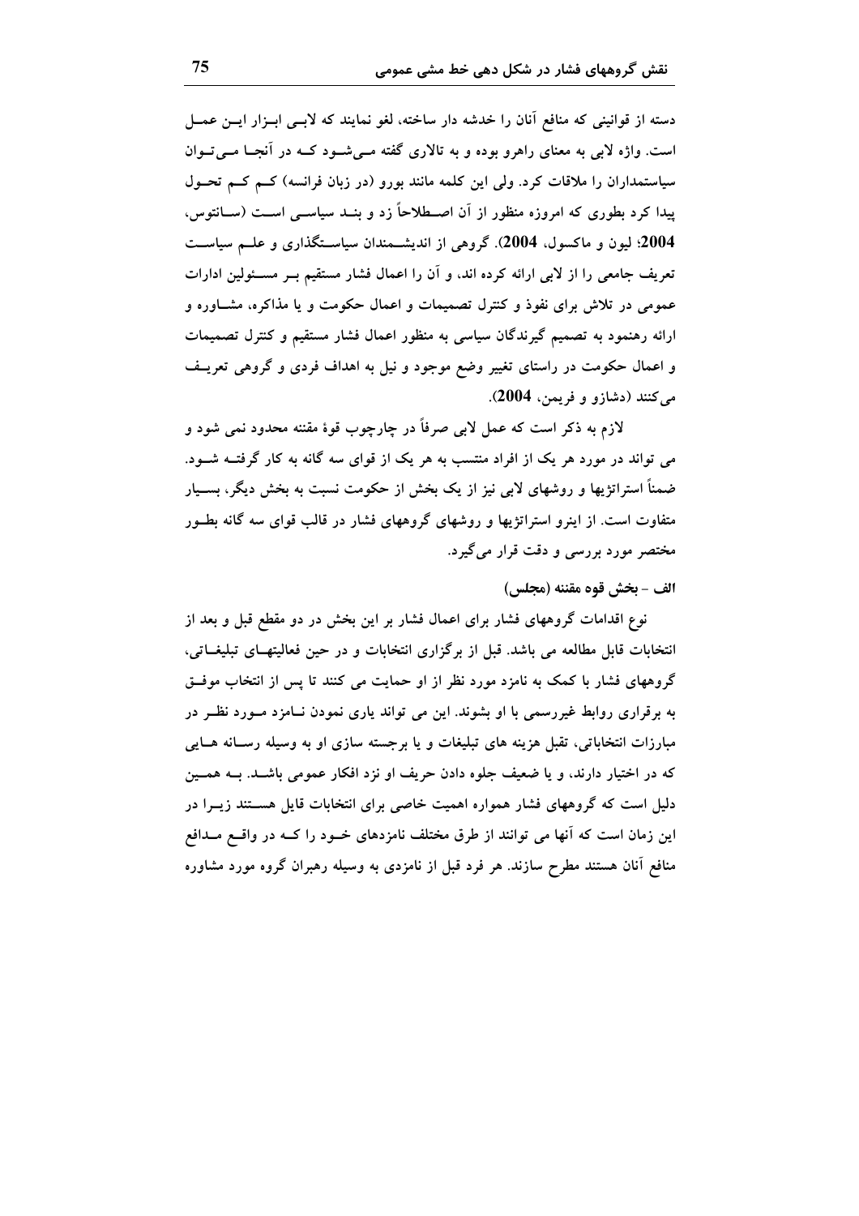دسته از قوانینی که منافع آنان را خدشه دار ساخته، لغو نمایند که لابی ابزار این عمل است. واژه لابی به معنای راهرو بوده و به تالاری گفته می‌شود که در آنجا می‌توان سیاستمداران را ملاقات کرد. ولی این کلمه مانند بورو (در زبان فرانسه) کم کم تحول پیدا کرد بطوری که امروزه منظور از آن اصطلاحاً زد و بند سیاسی است (سانتوس، **2004**؛ لیون و ماکسول، **2004**). گروهی از اندیشمندان سیاستگذاری و علم سیاست تعریف جامعی را از لابی ارائه کرده اند، و آن را اعمال فشار مستقیم بر مسئولین ادارات عمومی در تلاش برای نفوذ و کنترل تصمیمات و اعمال حکومت و یا مذاکره، مشاوره و ارائه رهنمود به تصمیم گیرندگان سیاسی به منظور اعمال فشار مستقیم و کنترل تصمیمات و اعمال حکومت در راستای تغییر وضع موجود و نیل به اهداف فردی و گروهی تعریف می‌کنند (دشازو و فریمن، **2004**).

لازم به ذکر است که عمل لابی صرفاً در چارچوب قوهٔ مقننه محدود نمی شود و می تواند در مورد هر یک از افراد منتسب به هر یک از قوای سه گانه به کار گرفته شود. ضمناً استراتژیها و روشهای لابی نیز از یک بخش از حکومت نسبت به بخش دیگر، بسیار متفاوت است. از اینرو استراتژیها و روشهای گروههای فشار در قالب قوای سه گانه بطور مختصر مورد بررسی و دقت قرار می‌گیرد.

**الف - بخش قوه مقننه (مجلس)**

نوع اقدامات گروههای فشار برای اعمال فشار بر این بخش در دو مقطع قبل و بعد از انتخابات قابل مطالعه می باشد. قبل از برگزاری انتخابات و در حین فعالیتهای تبلیغاتی، گروههای فشار با کمک به نامزد مورد نظر از او حمایت می کنند تا پس از انتخاب موفق به برقراری روابط غیررسمی با او بشوند. این می تواند یاری نمودن نامزد مورد نظر در مبارزات انتخاباتی، تقبل هزینه های تبلیغات و یا برجسته سازی او به وسیله رسانه هایی که در اختیار دارند، و یا ضعیف جلوه دادن حریف او نزد افکار عمومی باشد. به همین دلیل است که گروههای فشار همواره اهمیت خاصی برای انتخابات قایل هستند زیرا در این زمان است که آنها می توانند از طرق مختلف نامزدهای خود را که در واقع مدافع منافع آنان هستند مطرح سازند. هر فرد قبل از نامزدی به وسیله رهبران گروه مورد مشاوره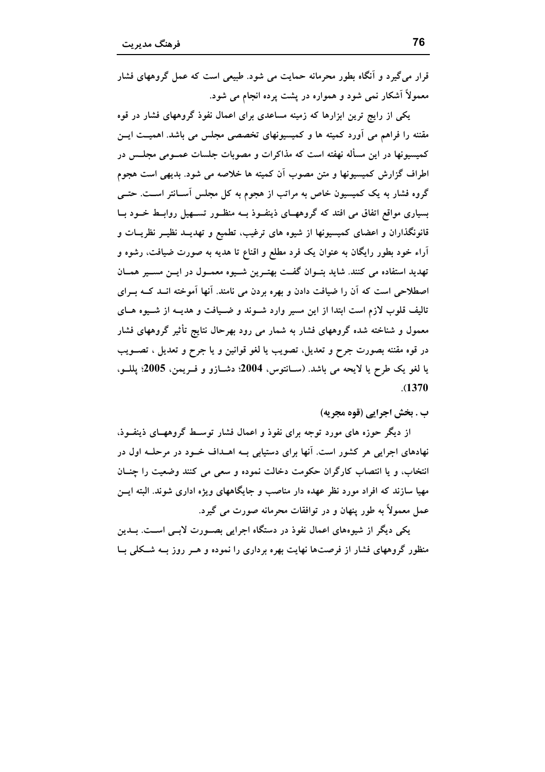قرار می‌گیرد و آنگاه بطور محرمانه حمایت می شود. طبیعی است که عمل گروههای فشار معمولاً آشکار نمی شود و همواره در پشت پرده انجام می شود.

یکی از رایج ترین ابزارها که زمینه مساعدی برای اعمال نفوذ گروههای فشار در قوه مقننه را فراهم می آورد کمیته ها و کمیسیونهای تخصصی مجلس می باشد. اهمیت این کمیسیونها در این مسأله نهفته است که مذاکرات و مصوبات جلسات عمومی مجلس در اطراف گزارش کمیسیونها و متن مصوب آن کمیته ها خلاصه می شود. بدیهی است هجوم گروه فشار به یک کمیسیون خاص به مراتب از هجوم به کل مجلس آسانتر است. حتی بسیاری مواقع اتفاق می افتد که گروههای ذینفوذ به منظور تسهیل روابط خود با قانونگذاران و اعضای کمیسیونها از شیوه های ترغیب، تطمیع و تهدید نظیر نظریات و آراء خود بطور رایگان به عنوان یک فرد مطلع و اقناع تا هدیه به صورت ضیافت، رشوه و تهدید استفاده می کنند. شاید بتوان گفت بهترین شیوه معمول در این مسیر همان اصطلاحی است که آن را ضیافت دادن و بهره بردن می نامند. آنها آموخته اند که برای تالیف قلوب لازم است ابتدا از این مسیر وارد شوند و ضیافت و هدیه از شیوه های معمول و شناخته شده گروههای فشار به شمار می رود بهرحال نتایج تأثیر گروههای فشار در قوه مقننه بصورت جرح و تعدیل، تصویب یا لغو قوانین و یا جرح و تعدیل ، تصویب یا لغو یک طرح یا لایحه می باشد. (سانتوس، **2004**؛ دشازو و فریمن، **2005**؛ پللو، **1370**).

**ب . بخش اجرایی (قوه مجریه)**

از دیگر حوزه های مورد توجه برای نفوذ و اعمال فشار توسط گروههای ذینفوذ، نهادهای اجرایی هر کشور است. آنها برای دستیابی به اهداف خود در مرحله اول در انتخاب، و یا انتصاب کارگران حکومت دخالت نموده و سعی می کنند وضعیت را چنان مهیا سازند که افراد مورد نظر عهده دار مناصب و جایگاههای ویژه اداری شوند. البته این عمل معمولاً به طور پنهان و در توافقات محرمانه صورت می گیرد.

یکی دیگر از شیوه‌های اعمال نفوذ در دستگاه اجرایی بصورت لابی است. بدین منظور گروههای فشار از فرصت‌ها نهایت بهره برداری را نموده و هر روز به شکلی با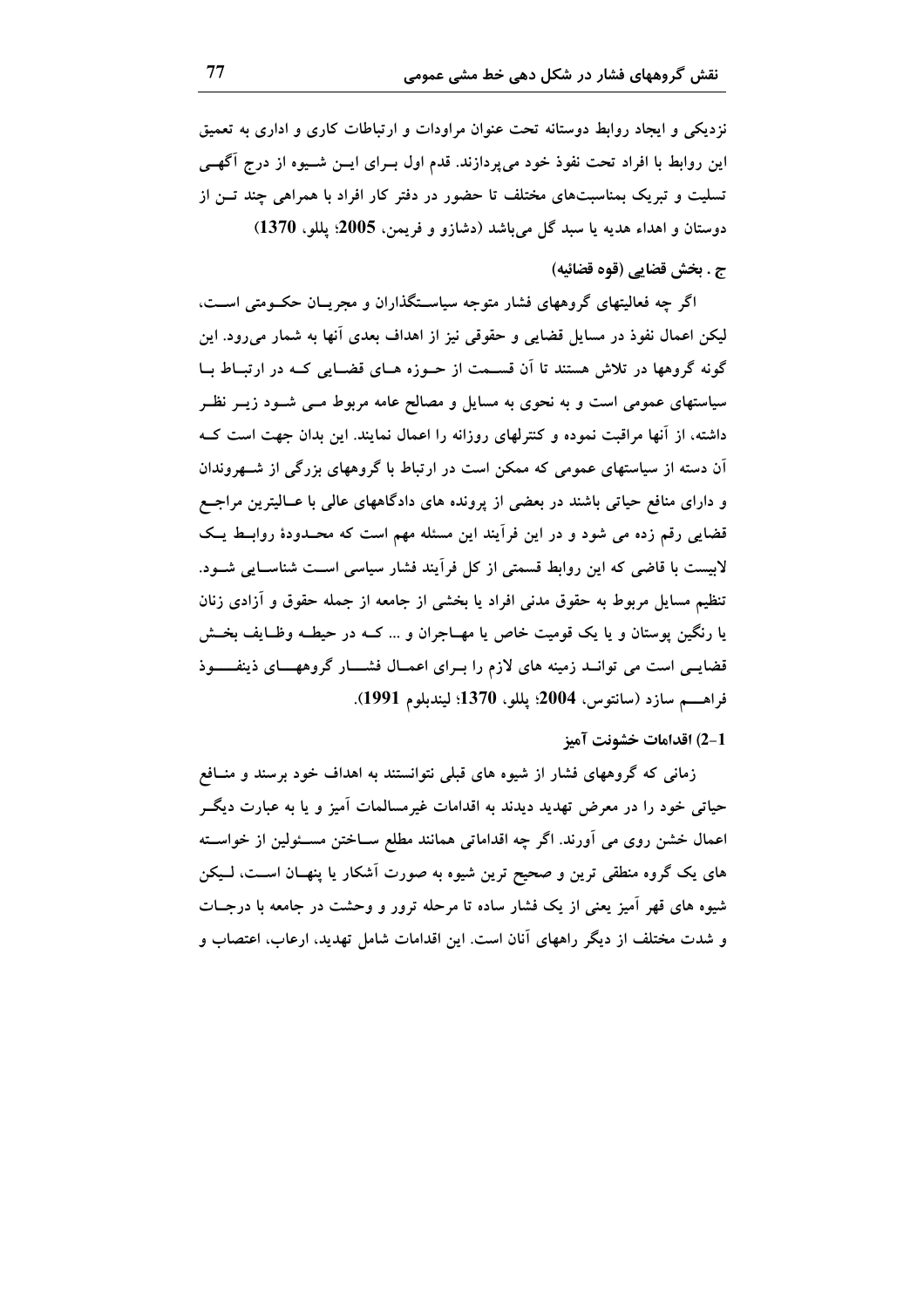نزدیکی و ایجاد روابط دوستانه تحت عنوان مراودات و ارتباطات کاری و اداری به تعمیق این روابط با افراد تحت نفوذ خود می‌پردازند. قدم اول بـرای ایـن شـیوه از درج آگهـی تسلیت و تبریک بمناسبت‌های مختلف تا حضور در دفتر کار افراد با همراهی چند تـن از دوستان و اهداء هدیه یا سبد گل می‌باشد (دشازو و فریمن، **2005**؛ پللو، **1370**)

#### ج . بخش قضایی (قوه قضائیه)

اگر چه فعالیتهای گروههای فشار متوجه سیاسـتگذاران و مجریـان حکـومتی اسـت، لیکن اعمال نفوذ در مسایل قضایی و حقوقی نیز از اهداف بعدی آنها به شمار می‌رود. این گونه گروهها در تلاش هستند تا آن قسـمت از حـوزه هـای قضـایی کـه در ارتبـاط بـا سیاستهای عمومی است و به نحوی به مسایل و مصالح عامه مربوط مـی شـود زیـر نظـر داشته، از آنها مراقبت نموده و کنترلهای روزانه را اعمال نمایند. این بدان جهت است کـه آن دسته از سیاستهای عمومی که ممکن است در ارتباط با گروههای بزرگی از شـهروندان و دارای منافع حیاتی باشند در بعضی از پرونده های دادگاههای عالی با عـالیترین مراجـع قضایی رقم زده می شود و در این فرآیند این مسئله مهم است که محـدودهٔ روابـط یـک لابیست با قاضی که این روابط قسمتی از کل فرآیند فشار سیاسی اسـت شناسـایی شـود. تنظیم مسایل مربوط به حقوق مدنی افراد یا بخشی از جامعه از جمله حقوق و آزادی زنان یا رنگین پوستان و یا یک قومیت خاص یا مهـاجران و ... کـه در حیطـه وظـایف بخـش قضایـی است می توانـد زمینه های لازم را بـرای اعمـال فشـار گروههـای ذینفـوذ فراهـم سازد (سانتوس، **2004**؛ پللو، **1370**؛ لیندبلوم **1991**).

#### 2-1) اقدامات خشونت آمیز

زمانی که گروههای فشار از شیوه های قبلی نتوانستند به اهداف خود برسند و منـافع حیاتی خود را در معرض تهدید دیدند به اقدامات غیرمسالمات آمیز و یا به عبارت دیگـر اعمال خشن روی می آورند. اگر چه اقداماتی همانند مطلع سـاختن مسـئولین از خواسـته های یک گروه منطقی ترین و صحیح ترین شیوه به صورت آشکار یا پنهـان اسـت، لـیکن شیوه های قهر آمیز یعنی از یک فشار ساده تا مرحله ترور و وحشت در جامعه با درجـات و شدت مختلف از دیگر راههای آنان است. این اقدامات شامل تهدید، ارعاب، اعتصاب و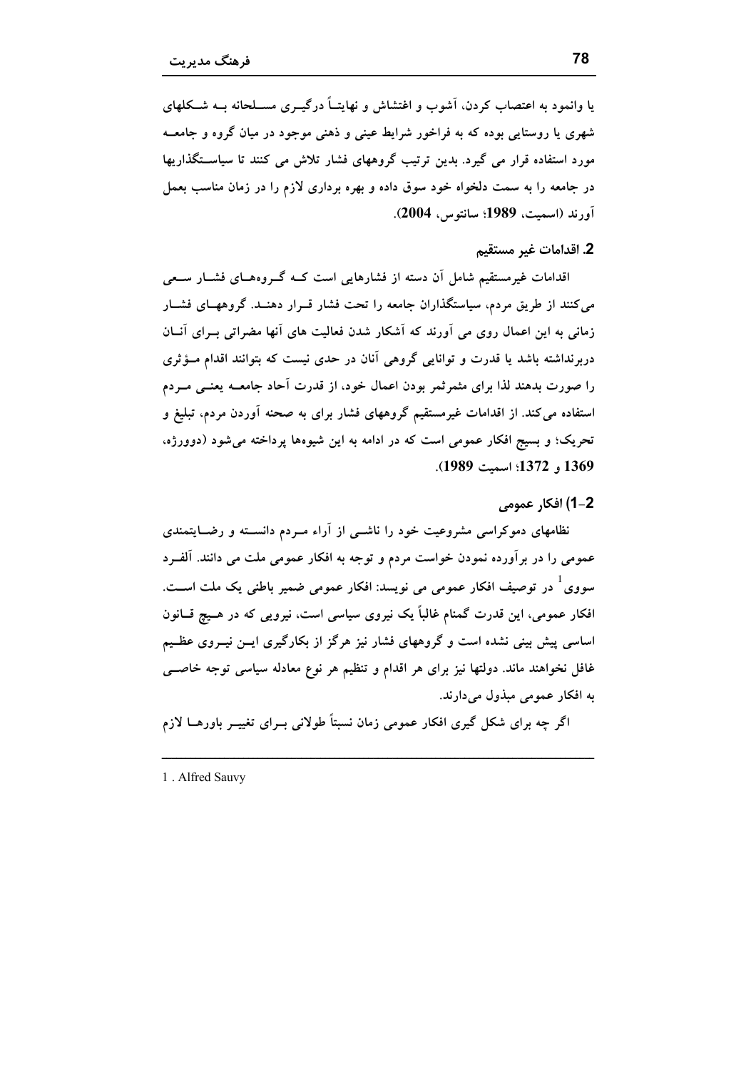یا وانمود به اعتصاب کردن، آشوب و اغتشاش و نهایتاً درگیری مسلحانه به شکلهای شهری یا روستایی بوده که به فراخور شرایط عینی و ذهنی موجود در میان گروه و جامعه مورد استفاده قرار می گیرد. بدین ترتیب گروههای فشار تلاش می کنند تا سیاستگذاریها در جامعه را به سمت دلخواه خود سوق داده و بهره برداری لازم را در زمان مناسب بعمل آورند (اسمیت، **1989**؛ سانتوس، **2004**).

## 2. اقدامات غیر مستقیم

اقدامات غیرمستقیم شامل آن دسته از فشارهایی است که گروههای فشار سعی می‌کنند از طریق مردم، سیاستگذاران جامعه را تحت فشار قرار دهند. گروههای فشار زمانی به این اعمال روی می آورند که آشکار شدن فعالیت های آنها مضراتی برای آنان دربرنداشته باشد یا قدرت و توانایی گروهی آنان در حدی نیست که بتوانند اقدام مؤثری را صورت بدهند لذا برای مثمرثمر بودن اعمال خود، از قدرت آحاد جامعه یعنی مردم استفاده می‌کند. از اقدامات غیرمستقیم گروههای فشار برای به صحنه آوردن مردم، تبلیغ و تحریک؛ و بسیج افکار عمومی است که در ادامه به این شیوه‌ها پرداخته می‌شود (دوورژه، **1369** و **1372**؛ اسمیت **1989**).

### 2-1) افکار عمومی

نظامهای دموکراسی مشروعیت خود را ناشی از آراء مردم دانسته و رضایتمندی عمومی را در برآورده نمودن خواست مردم و توجه به افکار عمومی ملت می دانند. آلفرد سووی[1] در توصیف افکار عمومی می نویسد: افکار عمومی ضمیر باطنی یک ملت است. افکار عمومی، این قدرت گمنام غالباً یک نیروی سیاسی است، نیرویی که در هیچ قانون اساسی پیش بینی نشده است و گروههای فشار نیز هرگز از بکارگیری این نیروی عظیم غافل نخواهند ماند. دولتها نیز برای هر اقدام و تنظیم هر نوع معادله سیاسی توجه خاصی به افکار عمومی مبذول می‌دارند.

اگر چه برای شکل گیری افکار عمومی زمان نسبتاً طولانی برای تغییر باورها لازم

---

1 . Alfred Sauvy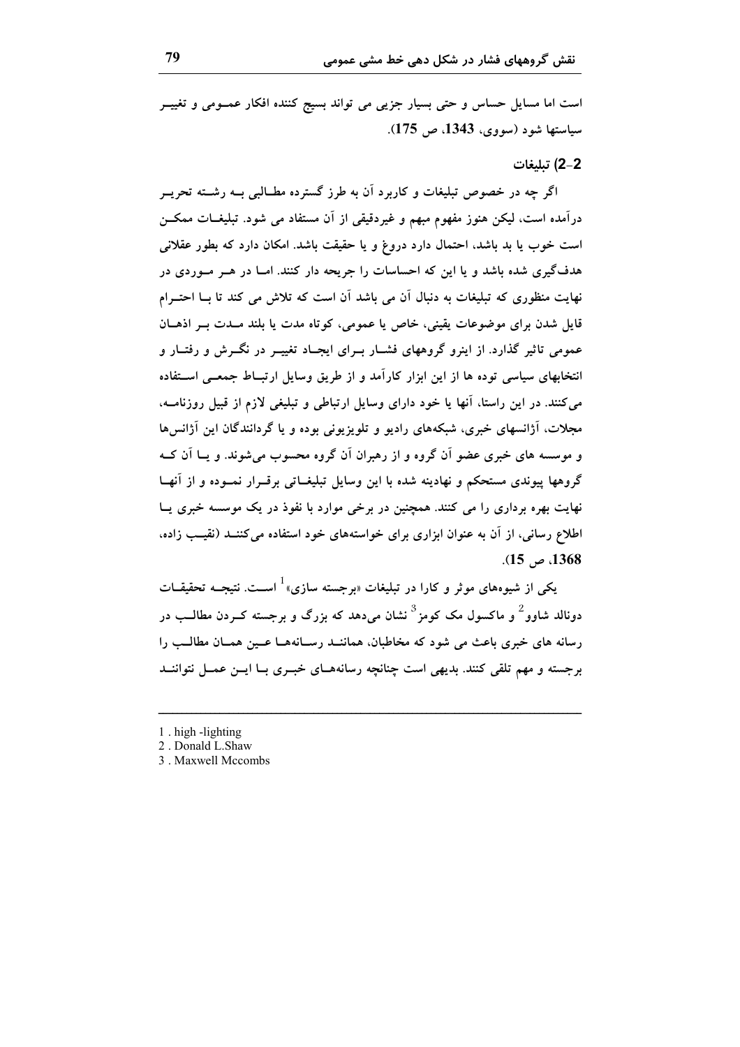است اما مسایل حساس و حتی بسیار جزیی می تواند بسیج کننده افکار عمـومی و تغییـر سیاستها شود (سووی، 1343، ص 175).

### 2-2) تبلیغات

اگر چه در خصوص تبلیغات و کاربرد آن به طرز گسترده مطـالبی بـه رشـته تحریـر درآمده است، لیکن هنوز مفهوم مبهم و غیردقیقی از آن مستفاد می شود. تبلیغـات ممکـن است خوب یا بد باشد، احتمال دارد دروغ و یا حقیقت باشد. امکان دارد که بطور عقلانی هدف‌گیری شده باشد و یا این که احساسات را جریحه دار کنند. امـا در هـر مـوردی در نهایت منظوری که تبلیغات به دنبال آن می باشد آن است که تلاش می کند تا بـا احتـرام قایل شدن برای موضوعات یقینی، خاص یا عمومی، کوتاه مدت یا بلند مـدت بـر اذهـان عمومی تاثیر گذارد. از اینرو گروههای فشـار بـرای ایجـاد تغییـر در نگـرش و رفتـار و انتخابهای سیاسی توده ها از این ابزار کارآمد و از طریق وسایل ارتبـاط جمعـی اسـتفاده می‌کنند. در این راستا، آنها یا خود دارای وسایل ارتباطی و تبلیغی لازم از قبیل روزنامـه، مجلات، آژانسهای خبری، شبکه‌های رادیو و تلویزیونی بوده و یا گردانندگان این آژانس‌ها و موسسه های خبری عضو آن گروه و از رهبران آن گروه محسوب می‌شوند. و یـا آن کـه گروهها پیوندی مستحکم و نهادینه شده با این وسایل تبلیغـاتی برقـرار نمـوده و از آنهـا نهایت بهره برداری را می کنند. همچنین در برخی موارد با نفوذ در یک موسسه خبری یـا اطلاع رسانی، از آن به عنوان ابزاری برای خواسته‌های خود استفاده می‌کننـد (نقیـب زاده، 1368، ص 15).

یکی از شیوه‌های موثر و کارا در تبلیغات «برجسته سازی»[1] اسـت. نتیجـه تحقیقـات دونالد شاوو[2] و ماکسول مک کومز[3] نشان می‌دهد که بزرگ و برجسته کـردن مطالـب در رسانه های خبری باعث می شود که مخاطبان، هماننـد رسـانه‌هـا عـین همـان مطالـب را برجسته و مهم تلقی کنند. بدیهی است چنانچه رسانه‌هـای خبـری بـا ایـن عمـل نتواننـد

---

1 . high -lighting
2 . Donald L.Shaw
3 . Maxwell Mccombs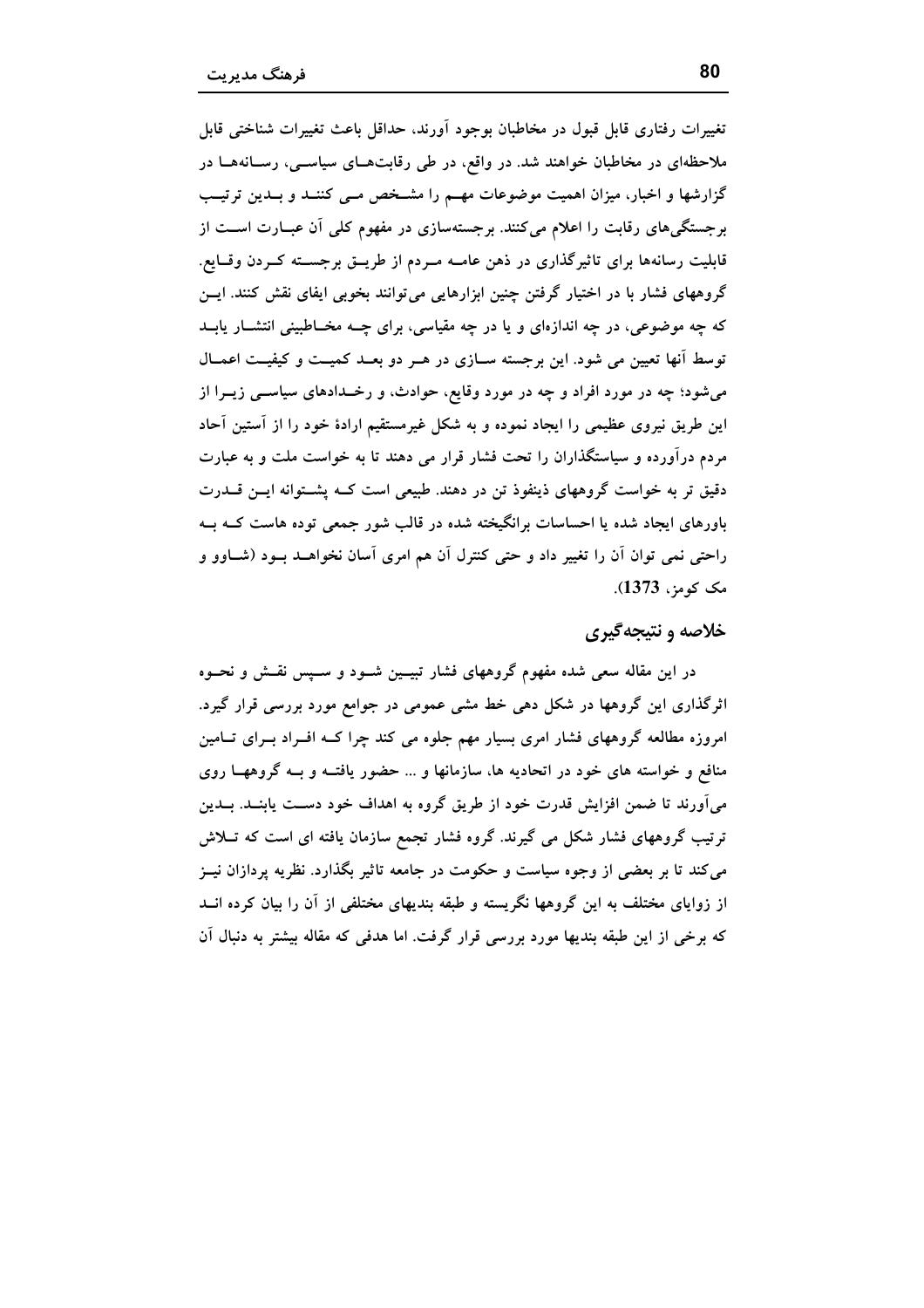تغییرات رفتاری قابل قبول در مخاطبان بوجود آورند، حداقل باعث تغییرات شناختی قابل ملاحظه‌ای در مخاطبان خواهند شد. در واقع، در طی رقابت‌های سیاسی، رسانه‌ها در گزارشها و اخبار، میزان اهمیت موضوعات مهم را مشخص می کنند و بدین ترتیب برجستگی‌های رقابت را اعلام می‌کنند. برجسته‌سازی در مفهوم کلی آن عبارت است از قابلیت رسانه‌ها برای تاثیرگذاری در ذهن عامه مردم از طریق برجسته کردن وقایع. گروههای فشار با در اختیار گرفتن چنین ابزارهایی می‌توانند بخوبی ایفای نقش کنند. این که چه موضوعی، در چه اندازه‌ای و یا در چه مقیاسی، برای چه مخاطبینی انتشار یابد توسط آنها تعیین می شود. این برجسته سازی در هر دو بعد کمیت و کیفیت اعمال می‌شود؛ چه در مورد افراد و چه در مورد وقایع، حوادث، و رخدادهای سیاسی زیرا از این طریق نیروی عظیمی را ایجاد نموده و به شکل غیرمستقیم ارادهٔ خود را از آستین آحاد مردم درآورده و سیاستگذاران را تحت فشار قرار می دهند تا به خواست ملت و به عبارت دقیق تر به خواست گروههای ذینفوذ تن در دهند. طبیعی است که پشتوانه این قدرت باورهای ایجاد شده یا احساسات برانگیخته شده در قالب شور جمعی توده هاست که به راحتی نمی توان آن را تغییر داد و حتی کنترل آن هم امری آسان نخواهد بود (شاوو و مک کومز، 1373).

## خلاصه و نتیجه‌گیری

در این مقاله سعی شده مفهوم گروههای فشار تبیین شود و سپس نقش و نحوه اثرگذاری این گروهها در شکل دهی خط مشی عمومی در جوامع مورد بررسی قرار گیرد. امروزه مطالعه گروههای فشار امری بسیار مهم جلوه می کند چرا که افراد برای تامین منافع و خواسته های خود در اتحادیه ها، سازمانها و ... حضور یافته و به گروهها روی می‌آورند تا ضمن افزایش قدرت خود از طریق گروه به اهداف خود دست یابند. بدین ترتیب گروههای فشار شکل می گیرند. گروه فشار تجمع سازمان یافته ای است که تلاش می‌کند تا بر بعضی از وجوه سیاست و حکومت در جامعه تاثیر بگذارد. نظریه پردازان نیز از زوایای مختلف به این گروهها نگریسته و طبقه بندیهای مختلفی از آن را بیان کرده اند که برخی از این طبقه بندیها مورد بررسی قرار گرفت. اما هدفی که مقاله بیشتر به دنبال آن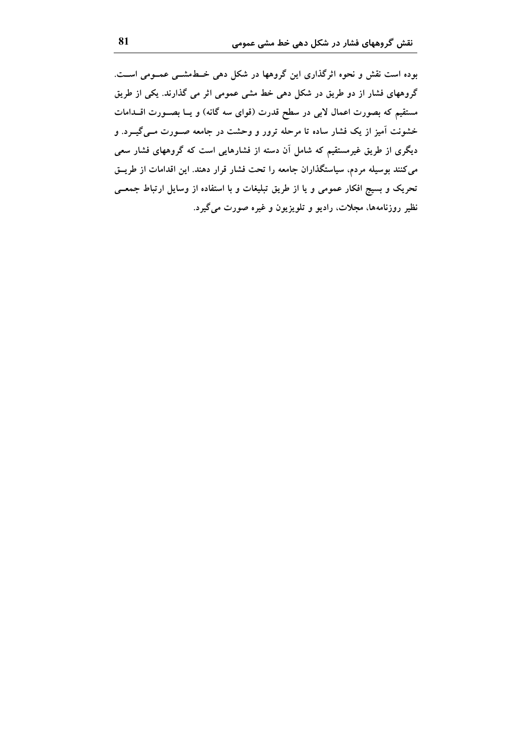بوده است نقش و نحوه اثرگذاری این گروهها در شکل دهی خط‌مشی عمومی است. گروههای فشار از دو طریق در شکل دهی خط مشی عمومی اثر می گذارند. یکی از طریق مستقیم که بصورت اعمال لابی در سطح قدرت (قوای سه گانه) و یا بصورت اقدامات خشونت آمیز از یک فشار ساده تا مرحله ترور و وحشت در جامعه صورت می‌گیرد. و دیگری از طریق غیرمستقیم که شامل آن دسته از فشارهایی است که گروههای فشار سعی می‌کنند بوسیله مردم، سیاستگذاران جامعه را تحت فشار قرار دهند. این اقدامات از طریق تحریک و بسیج افکار عمومی و یا از طریق تبلیغات و با استفاده از وسایل ارتباط جمعی نظیر روزنامه‌ها، مجلات، رادیو و تلویزیون و غیره صورت می‌گیرد.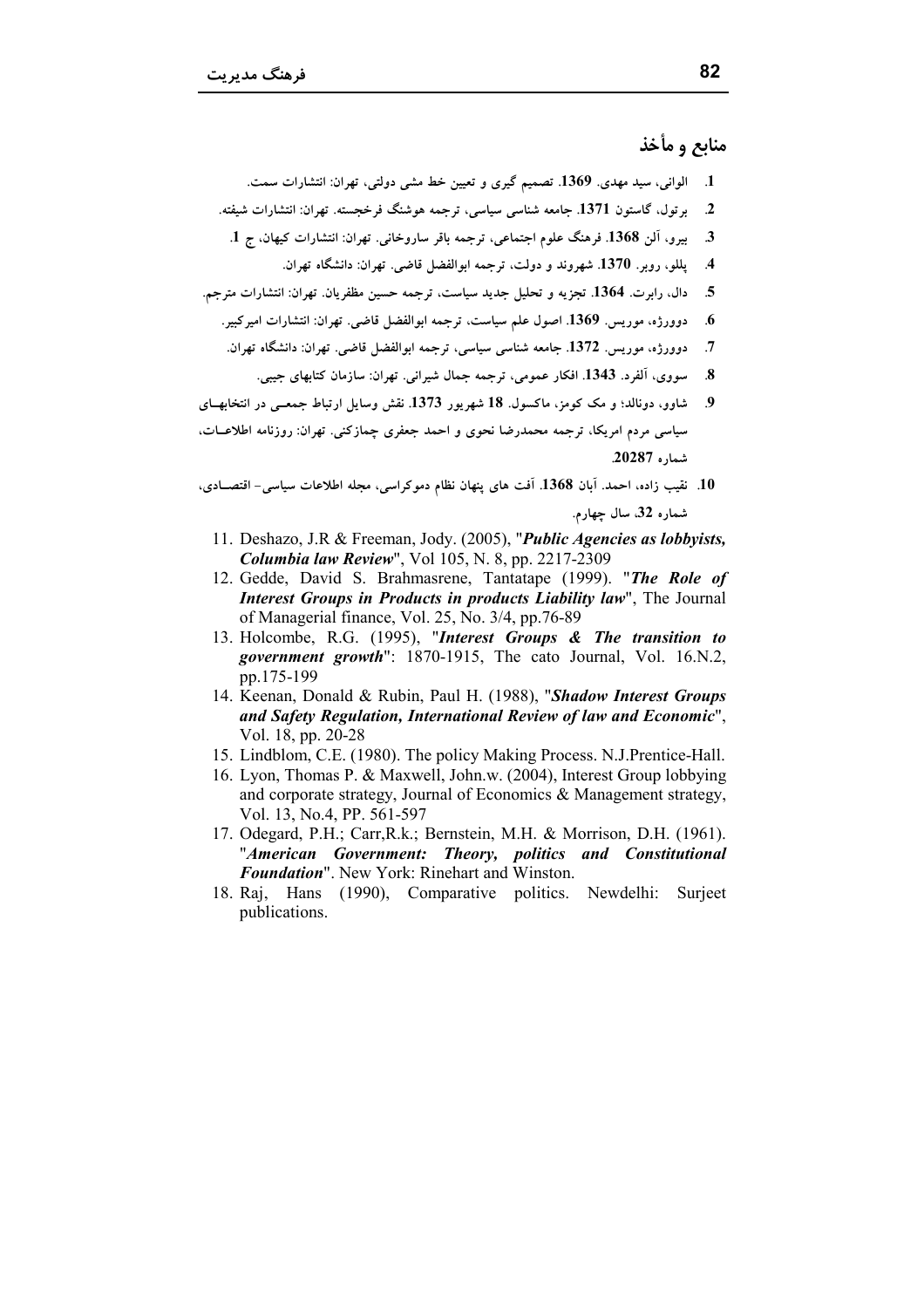## منابع و مأخذ

1. الوانی، سید مهدی. **1369**. تصمیم گیری و تعیین خط مشی دولتی، تهران: انتشارات سمت.
2. برتول، گاستون **1371**. جامعه شناسی سیاسی، ترجمه هوشنگ فرخجسته. تهران: انتشارات شیفته.
3. بیرو، آلن **1368**. فرهنگ علوم اجتماعی، ترجمه باقر ساروخانی. تهران: انتشارات کیهان، ج **1**.
4. پللو، روبر. **1370**. شهروند و دولت، ترجمه ابوالفضل قاضی. تهران: دانشگاه تهران.
5. دال، رابرت. **1364**. تجزیه و تحلیل جدید سیاست، ترجمه حسین مظفریان. تهران: انتشارات مترجم.
6. دوورژه، موریس. **1369**. اصول علم سیاست، ترجمه ابوالفضل قاضی. تهران: انتشارات امیرکبیر.
7. دوورژه، موریس. **1372**. جامعه شناسی سیاسی، ترجمه ابوالفضل قاضی. تهران: دانشگاه تهران.
8. سووی، آلفرد. **1343**. افکار عمومی، ترجمه جمال شیرانی. تهران: سازمان کتابهای جیبی.
9. شاوو، دونالد؛ و مک کومز، ماکسول. **18** شهریور **1373**. نقش وسایل ارتباط جمعی در انتخابهای سیاسی مردم امریکا، ترجمه محمدرضا نحوی و احمد جعفری چمازکتی. تهران: روزنامه اطلاعات، شماره **20287**.
10. نقیب زاده، احمد. آبان **1368**. آفت های پنهان نظام دموکراسی، مجله اطلاعات سیاسی- اقتصادی، شماره **32**، سال چهارم.
11. Deshazo, J.R & Freeman, Jody. (2005), "***Public Agencies as lobbyists, Columbia law Review***", Vol 105, N. 8, pp. 2217-2309
12. Gedde, David S. Brahmasrene, Tantatape (1999). "***The Role of Interest Groups in Products in products Liability law***", The Journal of Managerial finance, Vol. 25, No. 3/4, pp.76-89
13. Holcombe, R.G. (1995), "***Interest Groups & The transition to government growth***": 1870-1915, The cato Journal, Vol. 16.N.2, pp.175-199
14. Keenan, Donald & Rubin, Paul H. (1988), "***Shadow Interest Groups and Safety Regulation, International Review of law and Economic***", Vol. 18, pp. 20-28
15. Lindblom, C.E. (1980). The policy Making Process. N.J.Prentice-Hall.
16. Lyon, Thomas P. & Maxwell, John.w. (2004), Interest Group lobbying and corporate strategy, Journal of Economics & Management strategy, Vol. 13, No.4, PP. 561-597
17. Odegard, P.H.; Carr,R.k.; Bernstein, M.H. & Morrison, D.H. (1961). "***American Government: Theory, politics and Constitutional Foundation***". New York: Rinehart and Winston.
18. Raj, Hans (1990), Comparative politics. Newdelhi: Surjeet publications.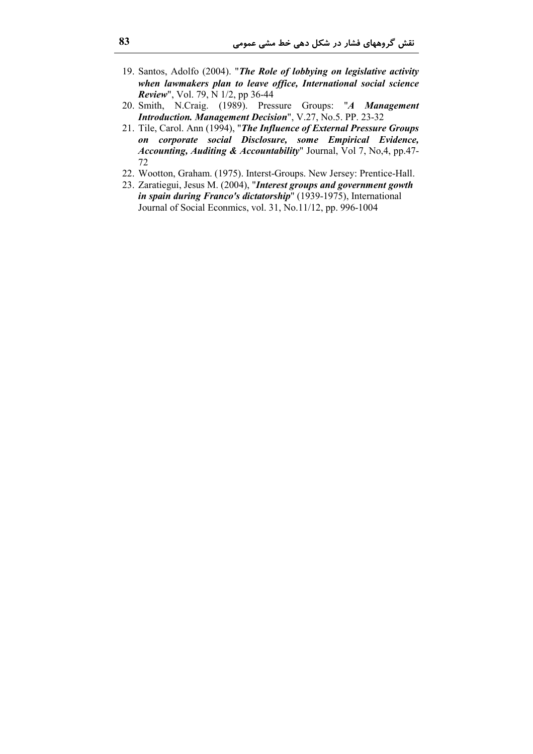19. Santos, Adolfo (2004). "***The Role of lobbying on legislative activity when lawmakers plan to leave office, International social science Review***", Vol. 79, N 1/2, pp 36-44
20. Smith, N.Craig. (1989). Pressure Groups: "***A Management Introduction. Management Decision***", V.27, No.5. PP. 23-32
21. Tile, Carol. Ann (1994), "***The Influence of External Pressure Groups on corporate social Disclosure, some Empirical Evidence, Accounting, Auditing & Accountability***" Journal, Vol 7, No,4, pp.47-72
22. Wootton, Graham. (1975). Interst-Groups. New Jersey: Prentice-Hall.
23. Zaratiegui, Jesus M. (2004), "***Interest groups and government gowth in spain during Franco's dictatorship***" (1939-1975), International Journal of Social Econmics, vol. 31, No.11/12, pp. 996-1004